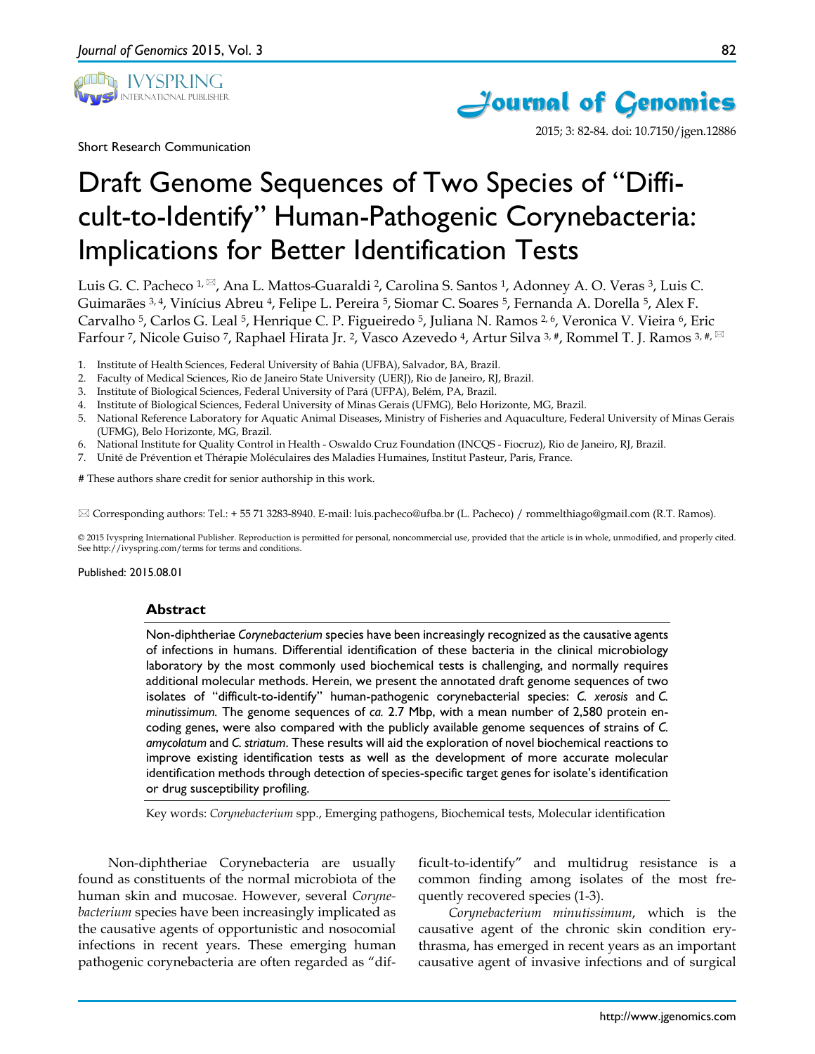Short Research Communication

# Draft Genome Sequences of Two Species of "Difficult-to-Identify" Human-Pathogenic Corynebacteria: Implications for Better Identification Tests

Luis G. C. Pacheco [1, ✉], Ana L. Mattos-Guaraldi [2], Carolina S. Santos [1], Adonney A. O. Veras [3], Luis C. Guimarães [3, 4], Vinícius Abreu [4], Felipe L. Pereira [5], Siomar C. Soares [5], Fernanda A. Dorella [5], Alex F. Carvalho [5], Carlos G. Leal [5], Henrique C. P. Figueiredo [5], Juliana N. Ramos [2, 6], Veronica V. Vieira [6], Eric Farfour [7], Nicole Guiso [7], Raphael Hirata Jr. [2], Vasco Azevedo [4], Artur Silva [3, #], Rommel T. J. Ramos [3, #, ✉]

1. Institute of Health Sciences, Federal University of Bahia (UFBA), Salvador, BA, Brazil.
2. Faculty of Medical Sciences, Rio de Janeiro State University (UERJ), Rio de Janeiro, RJ, Brazil.
3. Institute of Biological Sciences, Federal University of Pará (UFPA), Belém, PA, Brazil.
4. Institute of Biological Sciences, Federal University of Minas Gerais (UFMG), Belo Horizonte, MG, Brazil.
5. National Reference Laboratory for Aquatic Animal Diseases, Ministry of Fisheries and Aquaculture, Federal University of Minas Gerais (UFMG), Belo Horizonte, MG, Brazil.
6. National Institute for Quality Control in Health - Oswaldo Cruz Foundation (INCQS - Fiocruz), Rio de Janeiro, RJ, Brazil.
7. Unité de Prévention et Thérapie Moléculaires des Maladies Humaines, Institut Pasteur, Paris, France.

# These authors share credit for senior authorship in this work.

✉ Corresponding authors: Tel.: + 55 71 3283-8940. E-mail: luis.pacheco@ufba.br (L. Pacheco) / rommelthiago@gmail.com (R.T. Ramos).

© 2015 Ivyspring International Publisher. Reproduction is permitted for personal, noncommercial use, provided that the article is in whole, unmodified, and properly cited. See http://ivyspring.com/terms for terms and conditions.

Published: 2015.08.01

## Abstract

Non-diphtheriae *Corynebacterium* species have been increasingly recognized as the causative agents of infections in humans. Differential identification of these bacteria in the clinical microbiology laboratory by the most commonly used biochemical tests is challenging, and normally requires additional molecular methods. Herein, we present the annotated draft genome sequences of two isolates of "difficult-to-identify" human-pathogenic corynebacterial species: *C. xerosis* and *C. minutissimum.* The genome sequences of *ca.* 2.7 Mbp, with a mean number of 2,580 protein encoding genes, were also compared with the publicly available genome sequences of strains of *C. amycolatum* and *C. striatum*. These results will aid the exploration of novel biochemical reactions to improve existing identification tests as well as the development of more accurate molecular identification methods through detection of species-specific target genes for isolate's identification or drug susceptibility profiling.

Key words: *Corynebacterium* spp., Emerging pathogens, Biochemical tests, Molecular identification

Non-diphtheriae Corynebacteria are usually found as constituents of the normal microbiota of the human skin and mucosae. However, several *Corynebacterium* species have been increasingly implicated as the causative agents of opportunistic and nosocomial infections in recent years. These emerging human pathogenic corynebacteria are often regarded as "difficult-to-identify" and multidrug resistance is a common finding among isolates of the most frequently recovered species (1-3).

*Corynebacterium minutissimum*, which is the causative agent of the chronic skin condition erythrasma, has emerged in recent years as an important causative agent of invasive infections and of surgical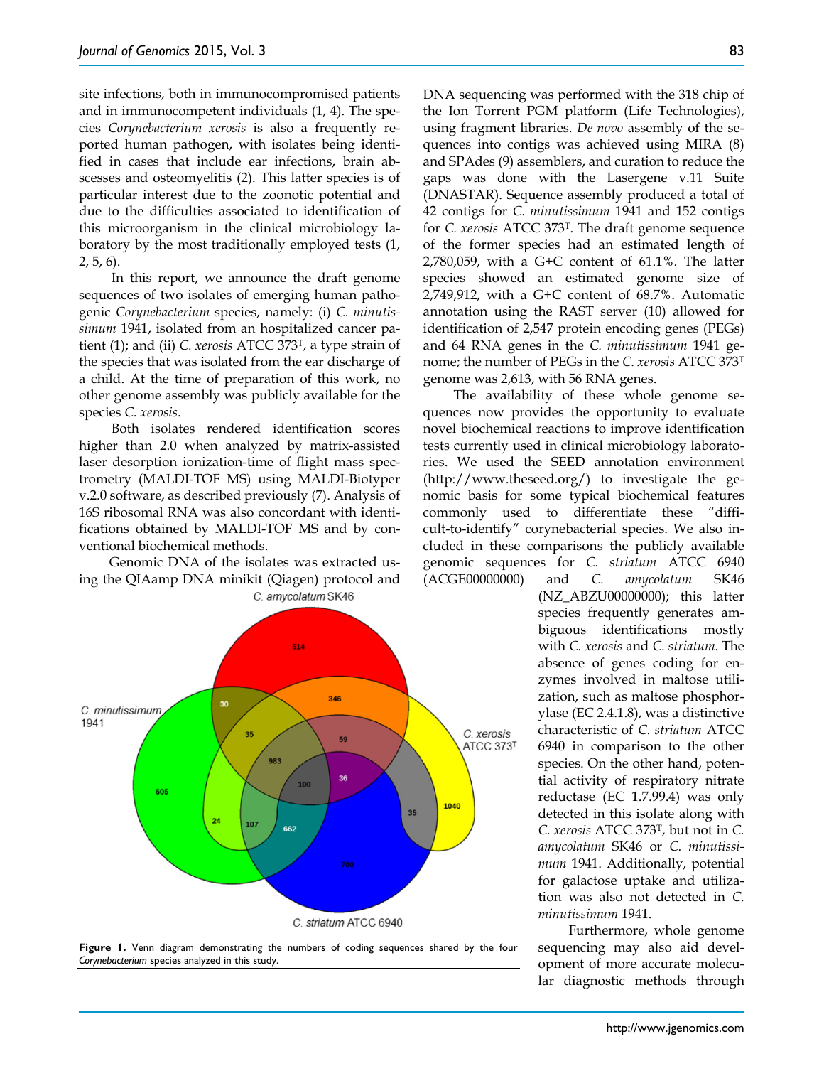site infections, both in immunocompromised patients and in immunocompetent individuals (1, 4). The species *Corynebacterium xerosis* is also a frequently reported human pathogen, with isolates being identified in cases that include ear infections, brain abscesses and osteomyelitis (2). This latter species is of particular interest due to the zoonotic potential and due to the difficulties associated to identification of this microorganism in the clinical microbiology laboratory by the most traditionally employed tests (1, 2, 5, 6).

In this report, we announce the draft genome sequences of two isolates of emerging human pathogenic *Corynebacterium* species, namely: (i) *C. minutissimum* 1941, isolated from an hospitalized cancer patient (1); and (ii) *C. xerosis* ATCC 373$^{T}$, a type strain of the species that was isolated from the ear discharge of a child. At the time of preparation of this work, no other genome assembly was publicly available for the species *C. xerosis*.

Both isolates rendered identification scores higher than 2.0 when analyzed by matrix-assisted laser desorption ionization-time of flight mass spectrometry (MALDI-TOF MS) using MALDI-Biotyper v.2.0 software, as described previously (7). Analysis of 16S ribosomal RNA was also concordant with identifications obtained by MALDI-TOF MS and by conventional biochemical methods.

Genomic DNA of the isolates was extracted using the QIAamp DNA minikit (Qiagen) protocol and DNA sequencing was performed with the 318 chip of the Ion Torrent PGM platform (Life Technologies), using fragment libraries. *De novo* assembly of the sequences into contigs was achieved using MIRA (8) and SPAdes (9) assemblers, and curation to reduce the gaps was done with the Lasergene v.11 Suite (DNASTAR). Sequence assembly produced a total of 42 contigs for *C. minutissimum* 1941 and 152 contigs for *C. xerosis* ATCC 373$^{T}$. The draft genome sequence of the former species had an estimated length of 2,780,059, with a G+C content of 61.1%. The latter species showed an estimated genome size of 2,749,912, with a G+C content of 68.7%. Automatic annotation using the RAST server (10) allowed for identification of 2,547 protein encoding genes (PEGs) and 64 RNA genes in the *C. minutissimum* 1941 genome; the number of PEGs in the *C. xerosis* ATCC 373$^{T}$ genome was 2,613, with 56 RNA genes.

The availability of these whole genome sequences now provides the opportunity to evaluate novel biochemical reactions to improve identification tests currently used in clinical microbiology laboratories. We used the SEED annotation environment (http://www.theseed.org/) to investigate the genomic basis for some typical biochemical features commonly used to differentiate these "difficult-to-identify" corynebacterial species. We also included in these comparisons the publicly available genomic sequences for *C. striatum* ATCC 6940 (ACGE00000000) and *C. amycolatum* SK46 (NZ_ABZU00000000); this latter species frequently generates ambiguous identifications mostly with *C. xerosis* and *C. striatum*. The absence of genes coding for enzymes involved in maltose utilization, such as maltose phosphorylase (EC 2.4.1.8), was a distinctive characteristic of *C. striatum* ATCC 6940 in comparison to the other species. On the other hand, potential activity of respiratory nitrate reductase (EC 1.7.99.4) was only detected in this isolate along with *C. xerosis* ATCC 373$^{T}$, but not in *C. amycolatum* SK46 or *C. minutissimum* 1941. Additionally, potential for galactose uptake and utilization was also not detected in *C. minutissimum* 1941.

Furthermore, whole genome sequencing may also aid development of more accurate molecular diagnostic methods through

**Figure 1.** Venn diagram demonstrating the numbers of coding sequences shared by the four *Corynebacterium* species analyzed in this study.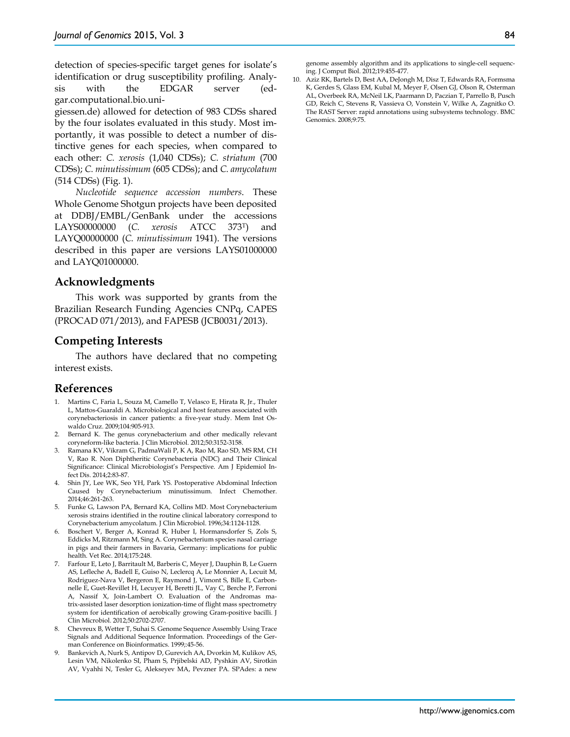detection of species-specific target genes for isolate's identification or drug susceptibility profiling. Analysis with the EDGAR server (edgar.computational.bio.uni-giessen.de) allowed for detection of 983 CDSs shared by the four isolates evaluated in this study. Most importantly, it was possible to detect a number of distinctive genes for each species, when compared to each other: *C. xerosis* (1,040 CDSs); *C. striatum* (700 CDSs); *C. minutissimum* (605 CDSs); and *C. amycolatum* (514 CDSs) (Fig. 1).

*Nucleotide sequence accession numbers*. These Whole Genome Shotgun projects have been deposited at DDBJ/EMBL/GenBank under the accessions LAYS00000000 (*C. xerosis* ATCC 373$^{T}$) and LAYQ00000000 (*C. minutissimum* 1941). The versions described in this paper are versions LAYS01000000 and LAYQ01000000.

## Acknowledgments

This work was supported by grants from the Brazilian Research Funding Agencies CNPq, CAPES (PROCAD 071/2013), and FAPESB (JCB0031/2013).

## Competing Interests

The authors have declared that no competing interest exists.

## References

1. Martins C, Faria L, Souza M, Camello T, Velasco E, Hirata R, Jr., Thuler L, Mattos-Guaraldi A. Microbiological and host features associated with corynebacteriosis in cancer patients: a five-year study. Mem Inst Oswaldo Cruz. 2009;104:905-913.
2. Bernard K. The genus corynebacterium and other medically relevant coryneform-like bacteria. J Clin Microbiol. 2012;50:3152-3158.
3. Ramana KV, Vikram G, PadmaWali P, K A, Rao M, Rao SD, MS RM, CH V, Rao R. Non Diphtheritic Corynebacteria (NDC) and Their Clinical Significance: Clinical Microbiologist's Perspective. Am J Epidemiol Infect Dis. 2014;2:83-87.
4. Shin JY, Lee WK, Seo YH, Park YS. Postoperative Abdominal Infection Caused by Corynebacterium minutissimum. Infect Chemother. 2014;46:261-263.
5. Funke G, Lawson PA, Bernard KA, Collins MD. Most Corynebacterium xerosis strains identified in the routine clinical laboratory correspond to Corynebacterium amycolatum. J Clin Microbiol. 1996;34:1124-1128.
6. Boschert V, Berger A, Konrad R, Huber I, Hormansdorfer S, Zols S, Eddicks M, Ritzmann M, Sing A. Corynebacterium species nasal carriage in pigs and their farmers in Bavaria, Germany: implications for public health. Vet Rec. 2014;175:248.
7. Farfour E, Leto J, Barritault M, Barberis C, Meyer J, Dauphin B, Le Guern AS, Lefleche A, Badell E, Guiso N, Leclercq A, Le Monnier A, Lecuit M, Rodriguez-Nava V, Bergeron E, Raymond J, Vimont S, Bille E, Carbonnelle E, Guet-Revillet H, Lecuyer H, Beretti JL, Vay C, Berche P, Ferroni A, Nassif X, Join-Lambert O. Evaluation of the Andromas matrix-assisted laser desorption ionization-time of flight mass spectrometry system for identification of aerobically growing Gram-positive bacilli. J Clin Microbiol. 2012;50:2702-2707.
8. Chevreux B, Wetter T, Suhai S. Genome Sequence Assembly Using Trace Signals and Additional Sequence Information. Proceedings of the German Conference on Bioinformatics. 1999;:45-56.
9. Bankevich A, Nurk S, Antipov D, Gurevich AA, Dvorkin M, Kulikov AS, Lesin VM, Nikolenko SI, Pham S, Prjibelski AD, Pyshkin AV, Sirotkin AV, Vyahhi N, Tesler G, Alekseyev MA, Pevzner PA. SPAdes: a new genome assembly algorithm and its applications to single-cell sequencing. J Comput Biol. 2012;19:455-477.
10. Aziz RK, Bartels D, Best AA, DeJongh M, Disz T, Edwards RA, Formsma K, Gerdes S, Glass EM, Kubal M, Meyer F, Olsen GJ, Olson R, Osterman AL, Overbeek RA, McNeil LK, Paarmann D, Paczian T, Parrello B, Pusch GD, Reich C, Stevens R, Vassieva O, Vonstein V, Wilke A, Zagnitko O. The RAST Server: rapid annotations using subsystems technology. BMC Genomics. 2008;9:75.